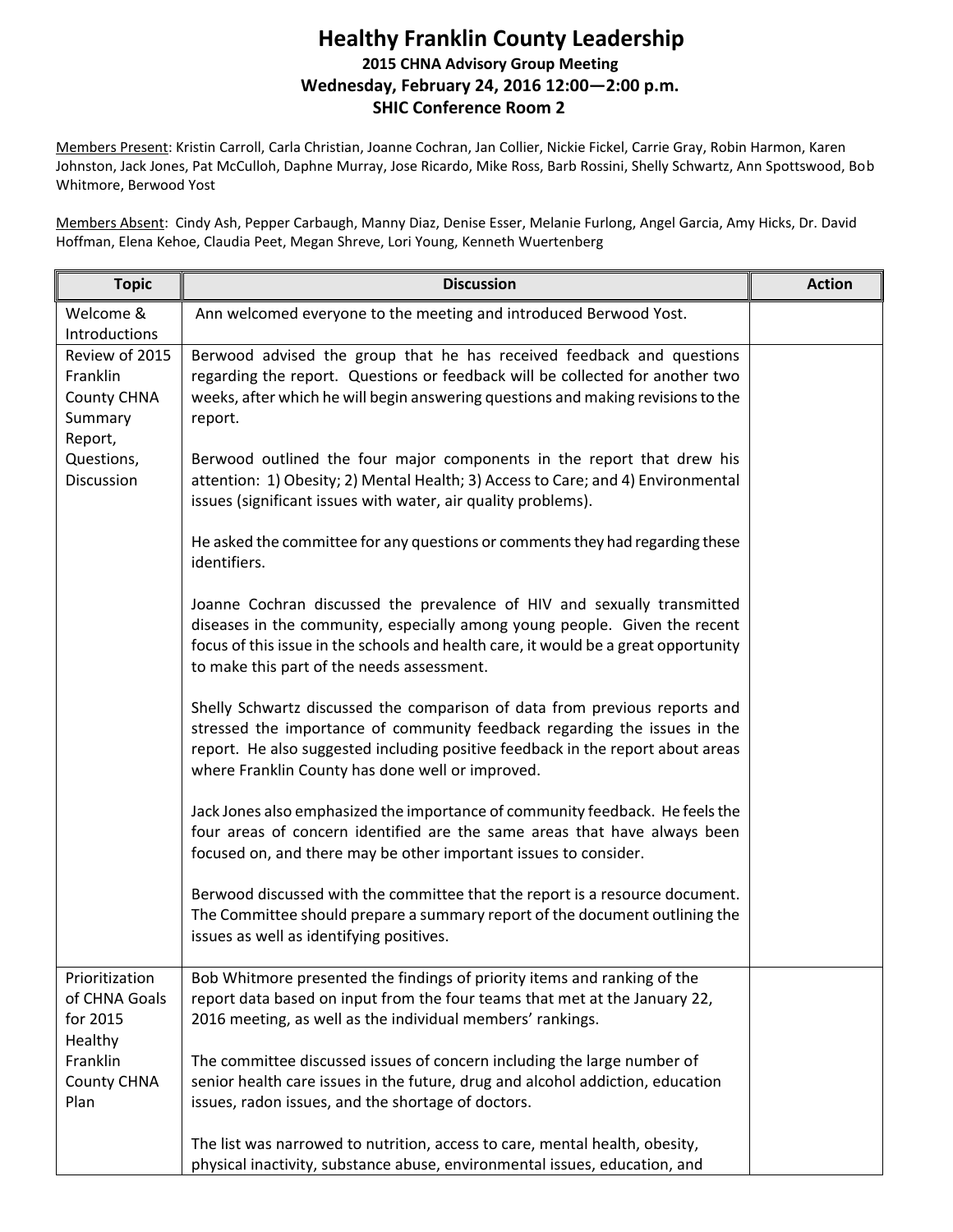# Healthy Franklin County Leadership

## 2015 CHNA Advisory Group Meeting

## Wednesday, February 24, 2016 12:00—2:00 p.m.

## SHIC Conference Room 2

Members Present: Kristin Carroll, Carla Christian, Joanne Cochran, Jan Collier, Nickie Fickel, Carrie Gray, Robin Harmon, Karen Johnston, Jack Jones, Pat McCulloh, Daphne Murray, Jose Ricardo, Mike Ross, Barb Rossini, Shelly Schwartz, Ann Spottswood, Bob Whitmore, Berwood Yost

Members Absent: Cindy Ash, Pepper Carbaugh, Manny Diaz, Denise Esser, Melanie Furlong, Angel Garcia, Amy Hicks, Dr. David Hoffman, Elena Kehoe, Claudia Peet, Megan Shreve, Lori Young, Kenneth Wuertenberg

| Topic | Discussion | Action |
|---|---|---|
| Welcome & Introductions | Ann welcomed everyone to the meeting and introduced Berwood Yost. | |
| Review of 2015 Franklin County CHNA Summary Report, Questions, Discussion | Berwood advised the group that he has received feedback and questions regarding the report. Questions or feedback will be collected for another two weeks, after which he will begin answering questions and making revisions to the report.<br><br>Berwood outlined the four major components in the report that drew his attention: 1) Obesity; 2) Mental Health; 3) Access to Care; and 4) Environmental issues (significant issues with water, air quality problems).<br><br>He asked the committee for any questions or comments they had regarding these identifiers.<br><br>Joanne Cochran discussed the prevalence of HIV and sexually transmitted diseases in the community, especially among young people. Given the recent focus of this issue in the schools and health care, it would be a great opportunity to make this part of the needs assessment.<br><br>Shelly Schwartz discussed the comparison of data from previous reports and stressed the importance of community feedback regarding the issues in the report. He also suggested including positive feedback in the report about areas where Franklin County has done well or improved.<br><br>Jack Jones also emphasized the importance of community feedback. He feels the four areas of concern identified are the same areas that have always been focused on, and there may be other important issues to consider.<br><br>Berwood discussed with the committee that the report is a resource document. The Committee should prepare a summary report of the document outlining the issues as well as identifying positives. | |
| Prioritization of CHNA Goals for 2015 Healthy Franklin County CHNA Plan | Bob Whitmore presented the findings of priority items and ranking of the report data based on input from the four teams that met at the January 22, 2016 meeting, as well as the individual members' rankings.<br><br>The committee discussed issues of concern including the large number of senior health care issues in the future, drug and alcohol addiction, education issues, radon issues, and the shortage of doctors.<br><br>The list was narrowed to nutrition, access to care, mental health, obesity, physical inactivity, substance abuse, environmental issues, education, and | |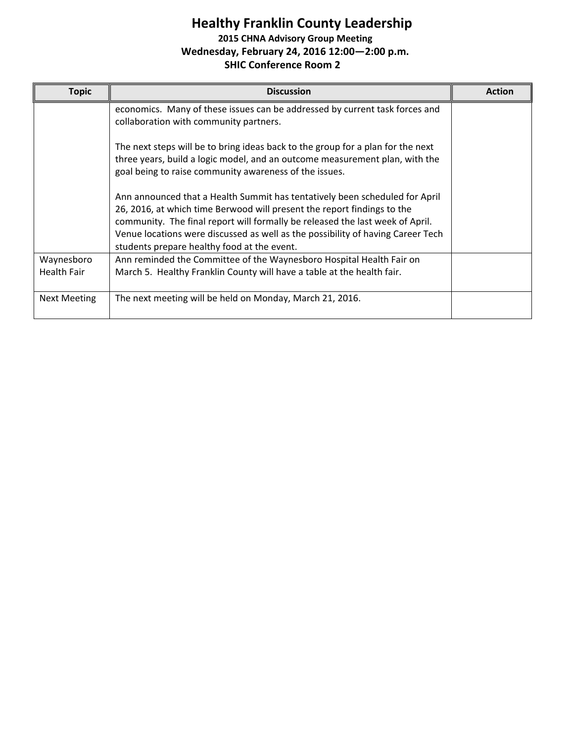# Healthy Franklin County Leadership

**2015 CHNA Advisory Group Meeting**
**Wednesday, February 24, 2016 12:00—2:00 p.m.**
**SHIC Conference Room 2**

| Topic | Discussion | Action |
|---|---|---|
| | economics. Many of these issues can be addressed by current task forces and collaboration with community partners.<br><br>The next steps will be to bring ideas back to the group for a plan for the next three years, build a logic model, and an outcome measurement plan, with the goal being to raise community awareness of the issues.<br><br>Ann announced that a Health Summit has tentatively been scheduled for April 26, 2016, at which time Berwood will present the report findings to the community. The final report will formally be released the last week of April. Venue locations were discussed as well as the possibility of having Career Tech students prepare healthy food at the event. | |
| Waynesboro Health Fair | Ann reminded the Committee of the Waynesboro Hospital Health Fair on March 5. Healthy Franklin County will have a table at the health fair. | |
| Next Meeting | The next meeting will be held on Monday, March 21, 2016. | |